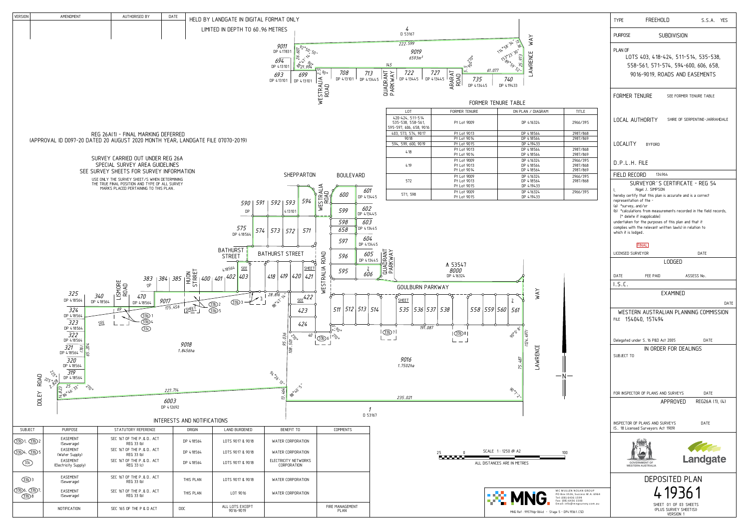| VERSION | AMENDMENT | AUTHORISED BY | DATE |
|---|---|---|---|
| | | | |

HELD BY LANDGATE IN DIGITAL FORMAT ONLY

LIMITED IN DEPTH TO 60.96 METRES

REG 26A(1) - FINAL MARKING DEFERRED
(APPROVAL ID D097-20 DATED 20 AUGUST 2020 MONTH YEAR, LANDGATE FILE 07070-2019)

SURVEY CARRIED OUT UNDER REG 26A
SPECIAL SURVEY AREA GUIDELINES
SEE SURVEY SHEETS FOR SURVEY INFORMATION

USE ONLY THE SURVEY SHEET/S WHEN DETERMINING THE TRUE FINAL POSITION AND TYPE OF ALL SURVEY MARKS PLACED PERTAINING TO THIS PLAN.

## FORMER TENURE TABLE

| LOT | FORMER TENURE | ON PLAN / DIAGRAM | TITLE |
|---|---|---|---|
| 420-424, 511-514, 535-538, 558-561, 595-597, 606, 658, 9016 | Pt Lot 9009 | DP 416324 | 2966/395 |
| 403, 573, 574, 9017 | Pt Lot 9013 | DP 418564 | 2987/868 |
| 9018 | Pt Lot 9014 | DP 418564 | 2987/869 |
| 594, 599, 600, 9019 | Pt Lot 9015 | DP 419433 | |
| 418 | Pt Lot 9013<br>Pt Lot 9014 | DP 418564<br>DP 418564 | 2987/868<br>2987/869 |
| 419 | Pt Lot 9009<br>Pt Lot 9013<br>Pt Lot 9014 | DP 416324<br>DP 418564<br>DP 418564 | 2966/395<br>2987/868<br>2987/869 |
| 572 | Pt Lot 9009<br>Pt Lot 9013<br>Pt Lot 9015 | DP 416324<br>DP 418564<br>DP 419433 | 2966/395<br>2987/868 |
| 571, 598 | Pt Lot 9009<br>Pt Lot 9015 | DP 416324<br>DP 419433 | 2966/395 |

## INTERESTS AND NOTIFICATIONS

| SUBJECT | PURPOSE | STATUTORY REFERENCE | ORIGIN | LAND BURDENED | BENEFIT TO | COMMENTS |
|---|---|---|---|---|---|---|
| (33b)1, (33b)2 | EASEMENT (Sewerage) | SEC 167 OF THE P.& D. ACT REG 33 (b) | DP 418564 | LOTS 9017 & 9018 | WATER CORPORATION | |
| (33b)4, (33b)5 | EASEMENT (Water Supply) | SEC 167 OF THE P.& D. ACT REG 33 (b) | DP 418564 | LOTS 9017 & 9018 | WATER CORPORATION | |
| (33c) | EASEMENT (Electricity Supply) | SEC 167 OF THE P.& D. ACT REG 33 (c) | DP 418564 | LOTS 9017 & 9018 | ELECTRICITY NETWORKS CORPORATION | |
| (33b)3 | EASEMENT (Sewerage) | SEC 167 OF THE P.& D. ACT REG 33 (b) | THIS PLAN | LOTS 9017 & 9018 | WATER CORPORATION | |
| (33b)6, (33b)7, (33b)8 | EASEMENT (Sewerage) | SEC 167 OF THE P.& D. ACT REG 33 (b) | THIS PLAN | LOT 9016 | WATER CORPORATION | |
| | NOTIFICATION | SEC 165 OF THE P & D ACT | DOC | ALL LOTS EXCEPT 9016-9019 | | FIRE MANAGEMENT PLAN |

SCALE 1 : 1250 @ A2
ALL DISTANCES ARE IN METRES

MNG — MCMULLEN NOLAN GROUP, PO Box 3526, Success W.A. 6964, Tel: (08) 6436 1599, Fax: (08) 6436 1500, Email: info@mngsurvey.com.au

MNG Ref : 99519dp-064d - Stage 5 - DP419361.CSD

TYPE: FREEHOLD — S.S.A. YES

PURPOSE: SUBDIVISION

PLAN OF
LOTS 403, 418-424, 511-514, 535-538, 558-561, 571-574, 594-600, 606, 658, 9016-9019, ROADS AND EASEMENTS

FORMER TENURE: SEE FORMER TENURE TABLE

LOCAL AUTHORITY: SHIRE OF SERPENTINE-JARRAHDALE

LOCALITY: BYFORD

D.P.L.H. FILE

FIELD RECORD: 134964

### SURVEYOR'S CERTIFICATE - REG 54

I, Nigel J. SIMPSON
hereby certify that this plan is accurate and is a correct representation of the -
(a) *survey, and/or
(b) *calculations from measurements recorded in the field records, (* delete if inapplicable)
undertaken for the purposes of this plan and that it complies with the relevant written law(s) in relation to which it is lodged.

FINAL

LICENSED SURVEYOR — DATE

### LODGED

DATE — FEE PAID — ASSESS No.

I.S.C.

### EXAMINED

DATE

### WESTERN AUSTRALIAN PLANNING COMMISSION

FILE 154040, 157494

Delegated under S.16 P&D Act 2005 — DATE

### IN ORDER FOR DEALINGS

SUBJECT TO

FOR INSPECTOR OF PLANS AND SURVEYS — DATE

### APPROVED — REG26A (1), (4)

INSPECTOR OF PLANS AND SURVEYS (S. 18 Licensed Surveyors Act 1909) — DATE

GOVERNMENT OF WESTERN AUSTRALIA — Landgate

## DEPOSITED PLAN 419361

SHEET 01 OF 03 SHEETS (PLUS SURVEY SHEET(S))
VERSION 1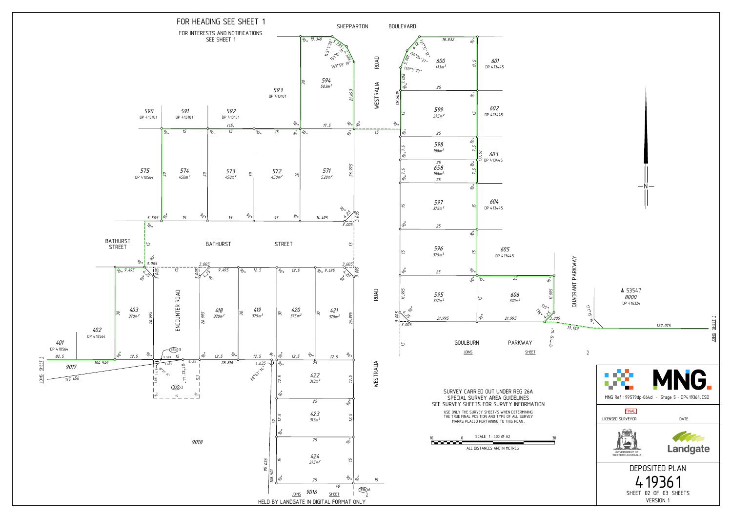FOR HEADING SEE SHEET 1

FOR INTERESTS AND NOTIFICATIONS SEE SHEET 1

SHEPPARTON BOULEVARD

WESTRALIA ROAD

BATHURST STREET

ENCOUNTER ROAD

GOULBURN PARKWAY

QUADRANT PARKWAY

| Lot | Area |
| --- | --- |
| 594 | 503m² |
| 600 | 413m² |
| 599 | 375m² |
| 598 | 188m² |
| 658 | 188m² |
| 597 | 375m² |
| 596 | 375m² |
| 595 | 370m² |
| 606 | 370m² |
| 574 | 450m² |
| 573 | 450m² |
| 572 | 450m² |
| 571 | 520m² |
| 403 | 370m² |
| 418 | 370m² |
| 419 | 375m² |
| 420 | 375m² |
| 421 | 370m² |
| 422 | 313m² |
| 423 | 313m² |
| 424 | 375m² |

590 DP 413101

591 DP 413101

592 DP 413101

593 DP 413101

575 DP 418564

601 DP 413445

602 DP 413445

603 DP 413445

604 DP 413445

605 DP 413445

402 DP 418564

401 DP 418564

9017

9018

9016

⋀ 53547 8000 DP 416324

JOINS SHEET 3

JOINS SHEET 1

SURVEY CARRIED OUT UNDER REG 26A SPECIAL SURVEY AREA GUIDELINES SEE SURVEY SHEETS FOR SURVEY INFORMATION

USE ONLY THE SURVEY SHEET/S WHEN DETERMINING THE TRUE FINAL POSITION AND TYPE OF ALL SURVEY MARKS PLACED PERTAINING TO THIS PLAN.

SCALE 1 : 400 @ A2

ALL DISTANCES ARE IN METRES

HELD BY LANDGATE IN DIGITAL FORMAT ONLY

MNG Ref : 99579dp-064d - Stage 5 - DP419361.CSD

FINAL

LICENSED SURVEYOR DATE

GOVERNMENT OF WESTERN AUSTRALIA

Landgate

DEPOSITED PLAN

419361

SHEET 02 OF 03 SHEETS

VERSION 1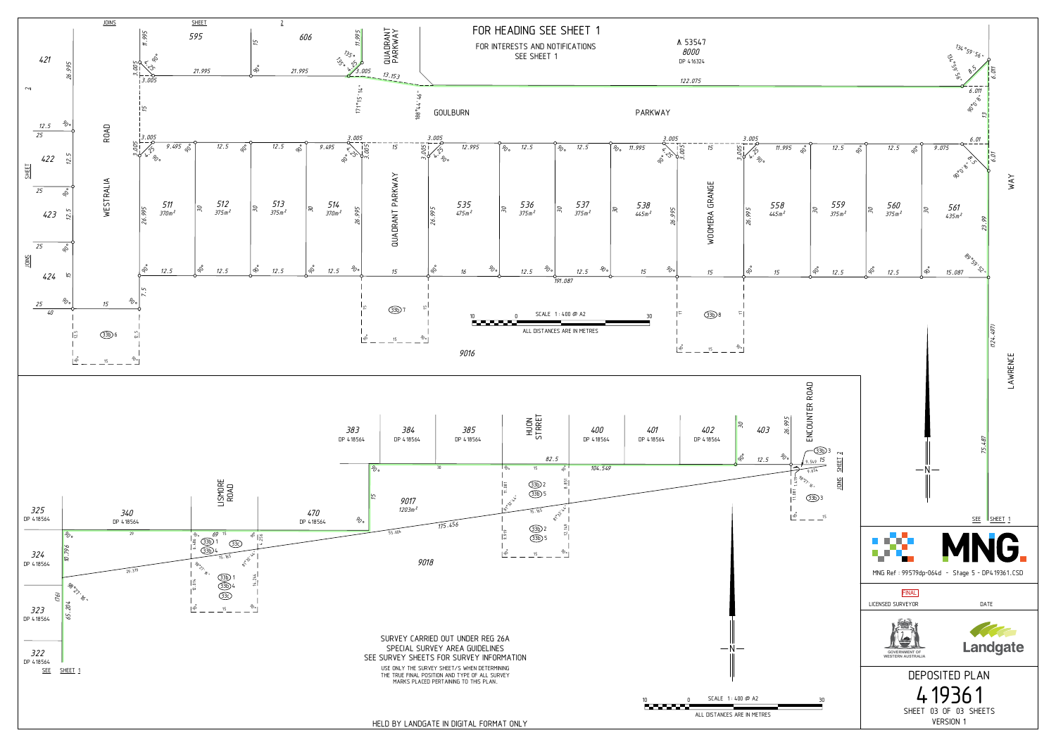FOR HEADING SEE SHEET 1

FOR INTERESTS AND NOTIFICATIONS SEE SHEET 1

JOINS SHEET 2

595 606 421 422 423 424

A 53547
8000
DP 416324

GOULBURN PARKWAY

WESTRALIA ROAD

QUADRANT PARKWAY

WOOMERA GRANGE

LAWRENCE WAY

| Lot | Area |
|---|---|
| 511 | 370m² |
| 512 | 375m² |
| 513 | 375m² |
| 514 | 370m² |
| 535 | 475m² |
| 536 | 375m² |
| 537 | 375m² |
| 538 | 445m² |
| 558 | 445m² |
| 559 | 375m² |
| 560 | 375m² |
| 561 | 435m² |

9016

SCALE 1 : 400 @ A2

ALL DISTANCES ARE IN METRES

383 DP 418564 · 384 DP 418564 · 385 DP 418564 · HUON STREET · 400 DP 418564 · 401 DP 418564 · 402 DP 418564 · 403 · ENCOUNTER ROAD

325 DP 418564 · 340 DP 418564 · LISMORE ROAD · 470 DP 418564

324 DP 418564 · 323 DP 418564 · 322 DP 418564

9017
1203m²

9018

SEE SHEET 1

SURVEY CARRIED OUT UNDER REG 26A
SPECIAL SURVEY AREA GUIDELINES
SEE SURVEY SHEETS FOR SURVEY INFORMATION

USE ONLY THE SURVEY SHEET/S WHEN DETERMINING THE TRUE FINAL POSITION AND TYPE OF ALL SURVEY MARKS PLACED PERTAINING TO THIS PLAN.

HELD BY LANDGATE IN DIGITAL FORMAT ONLY

SCALE 1 : 400 @ A2

ALL DISTANCES ARE IN METRES

MNG.

MNG Ref : 99579dp-064d - Stage 5 - DP419361.CSD

FINAL

LICENSED SURVEYOR · DATE

GOVERNMENT OF WESTERN AUSTRALIA · Landgate

DEPOSITED PLAN
419361
SHEET 03 OF 03 SHEETS
VERSION 1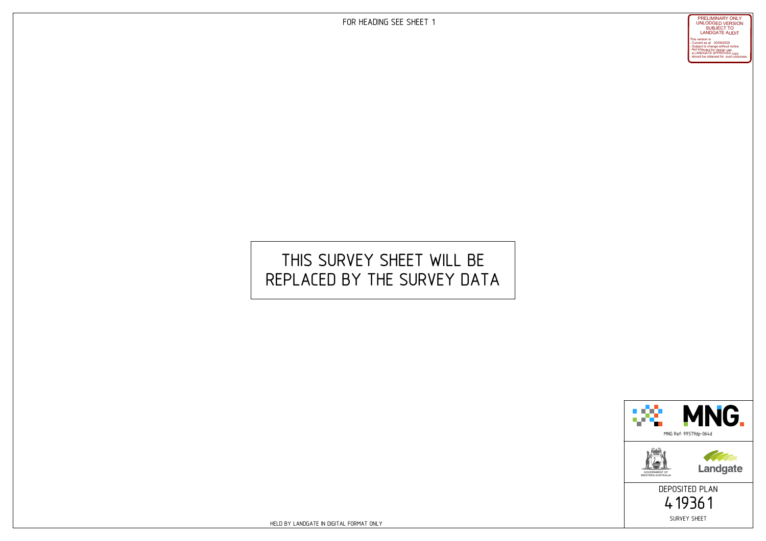FOR HEADING SEE SHEET 1

PRELIMINARY ONLY
UNLODGED VERSION
SUBJECT TO
LANDGATE AUDIT

This version is
- Current as at 20/09/2020
- Subject to change without notice
- Not intended for design use,
a LANDGATE APPROVED copy
should be obtained for such purposes.

THIS SURVEY SHEET WILL BE
REPLACED BY THE SURVEY DATA

MNG.

MNG Ref: 99579dp-064d

GOVERNMENT OF
WESTERN AUSTRALIA

Landgate

DEPOSITED PLAN
419361
SURVEY SHEET

HELD BY LANDGATE IN DIGITAL FORMAT ONLY